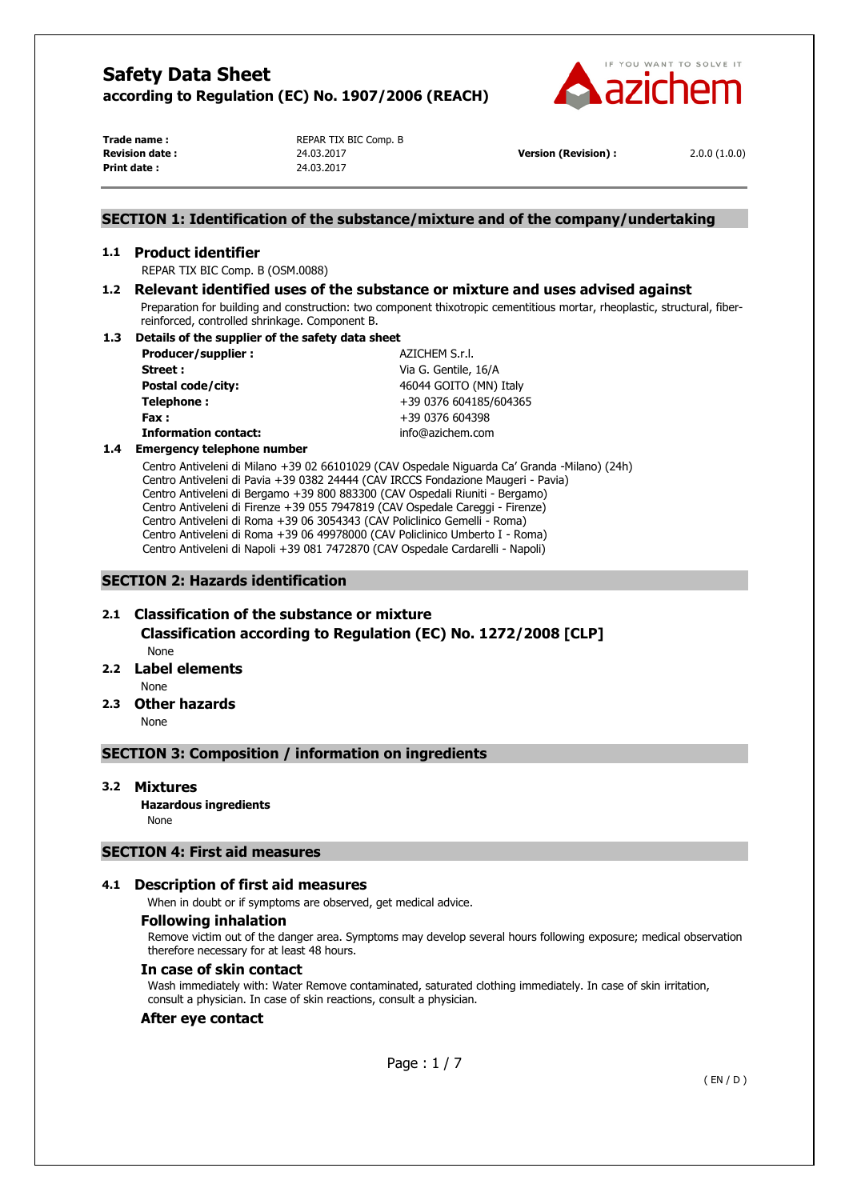# Safety Data Sheet

**according to Regulation (EC) No. 1907/2006 (REACH)**

| | | | |
|---|---|---|---|
| **Trade name :** | REPAR TIX BIC Comp. B | | |
| **Revision date :** | 24.03.2017 | **Version (Revision) :** | 2.0.0 (1.0.0) |
| **Print date :** | 24.03.2017 | | |

## SECTION 1: Identification of the substance/mixture and of the company/undertaking

### 1.1 Product identifier

REPAR TIX BIC Comp. B (OSM.0088)

### 1.2 Relevant identified uses of the substance or mixture and uses advised against

Preparation for building and construction: two component thixotropic cementitious mortar, rheoplastic, structural, fiber-reinforced, controlled shrinkage. Component B.

### 1.3 Details of the supplier of the safety data sheet

| | |
|---|---|
| **Producer/supplier :** | AZICHEM S.r.l. |
| **Street :** | Via G. Gentile, 16/A |
| **Postal code/city:** | 46044 GOITO (MN) Italy |
| **Telephone :** | +39 0376 604185/604365 |
| **Fax :** | +39 0376 604398 |
| **Information contact:** | info@azichem.com |

### 1.4 Emergency telephone number

Centro Antiveleni di Milano +39 02 66101029 (CAV Ospedale Niguarda Ca' Granda -Milano) (24h)
Centro Antiveleni di Pavia +39 0382 24444 (CAV IRCCS Fondazione Maugeri - Pavia)
Centro Antiveleni di Bergamo +39 800 883300 (CAV Ospedali Riuniti - Bergamo)
Centro Antiveleni di Firenze +39 055 7947819 (CAV Ospedale Careggi - Firenze)
Centro Antiveleni di Roma +39 06 3054343 (CAV Policlinico Gemelli - Roma)
Centro Antiveleni di Roma +39 06 49978000 (CAV Policlinico Umberto I - Roma)
Centro Antiveleni di Napoli +39 081 7472870 (CAV Ospedale Cardarelli - Napoli)

## SECTION 2: Hazards identification

### 2.1 Classification of the substance or mixture

**Classification according to Regulation (EC) No. 1272/2008 [CLP]**

None

### 2.2 Label elements

None

### 2.3 Other hazards

None

## SECTION 3: Composition / information on ingredients

### 3.2 Mixtures

**Hazardous ingredients**

None

## SECTION 4: First aid measures

### 4.1 Description of first aid measures

When in doubt or if symptoms are observed, get medical advice.

#### Following inhalation

Remove victim out of the danger area. Symptoms may develop several hours following exposure; medical observation therefore necessary for at least 48 hours.

#### In case of skin contact

Wash immediately with: Water Remove contaminated, saturated clothing immediately. In case of skin irritation, consult a physician. In case of skin reactions, consult a physician.

#### After eye contact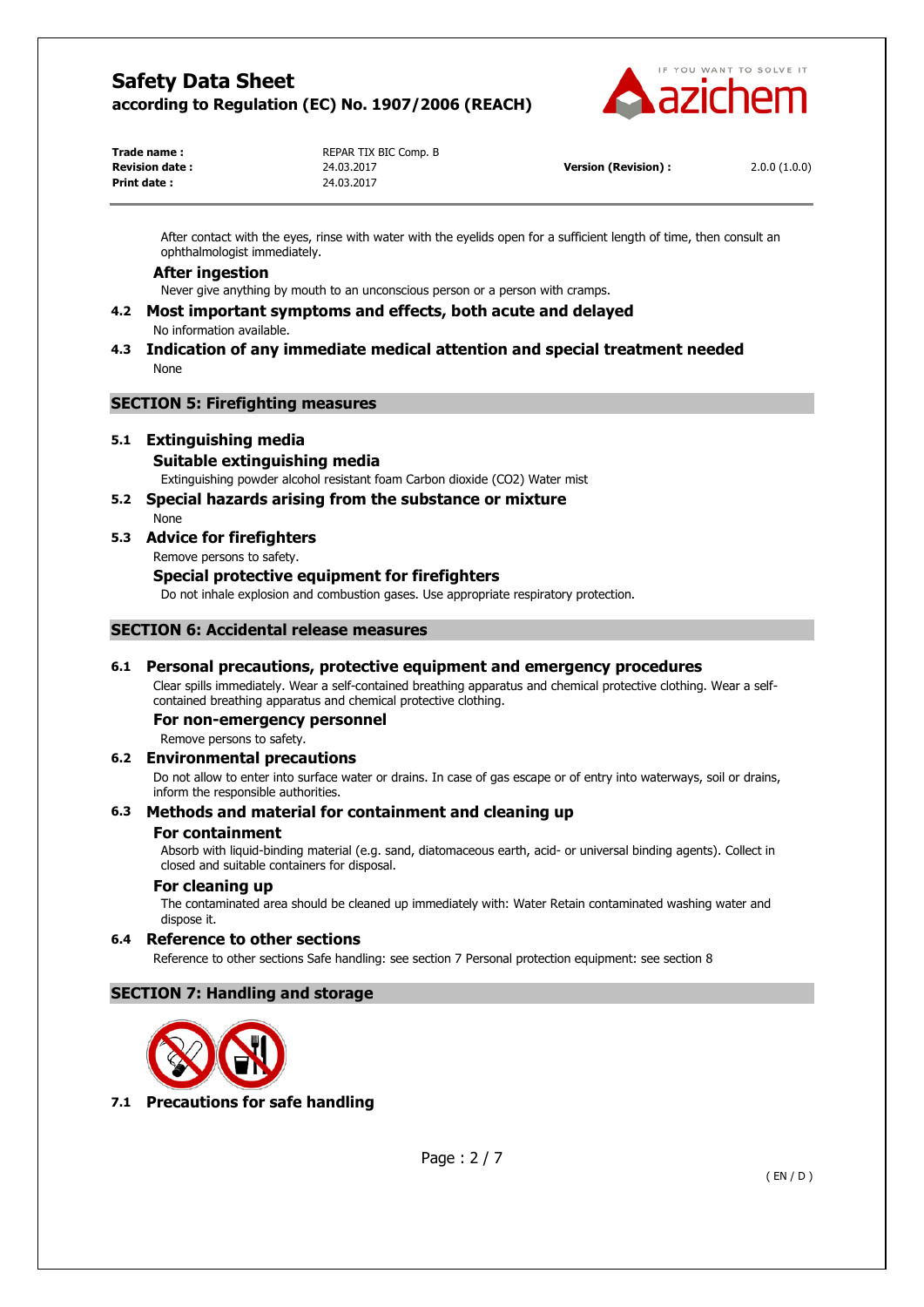After contact with the eyes, rinse with water with the eyelids open for a sufficient length of time, then consult an ophthalmologist immediately.

### After ingestion

Never give anything by mouth to an unconscious person or a person with cramps.

### 4.2 Most important symptoms and effects, both acute and delayed

No information available.

### 4.3 Indication of any immediate medical attention and special treatment needed

None

## SECTION 5: Firefighting measures

### 5.1 Extinguishing media

#### Suitable extinguishing media

Extinguishing powder alcohol resistant foam Carbon dioxide ($CO_2$) Water mist

### 5.2 Special hazards arising from the substance or mixture

None

### 5.3 Advice for firefighters

Remove persons to safety.

#### Special protective equipment for firefighters

Do not inhale explosion and combustion gases. Use appropriate respiratory protection.

## SECTION 6: Accidental release measures

### 6.1 Personal precautions, protective equipment and emergency procedures

Clear spills immediately. Wear a self-contained breathing apparatus and chemical protective clothing. Wear a self-contained breathing apparatus and chemical protective clothing.

#### For non-emergency personnel

Remove persons to safety.

### 6.2 Environmental precautions

Do not allow to enter into surface water or drains. In case of gas escape or of entry into waterways, soil or drains, inform the responsible authorities.

### 6.3 Methods and material for containment and cleaning up

#### For containment

Absorb with liquid-binding material (e.g. sand, diatomaceous earth, acid- or universal binding agents). Collect in closed and suitable containers for disposal.

#### For cleaning up

The contaminated area should be cleaned up immediately with: Water Retain contaminated washing water and dispose it.

### 6.4 Reference to other sections

Reference to other sections Safe handling: see section 7 Personal protection equipment: see section 8

## SECTION 7: Handling and storage

### 7.1 Precautions for safe handling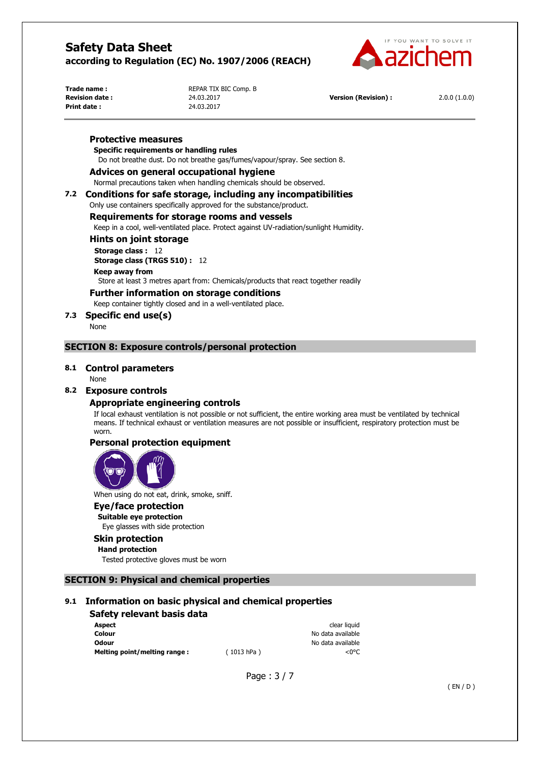### Protective measures

**Specific requirements or handling rules**

Do not breathe dust. Do not breathe gas/fumes/vapour/spray. See section 8.

### Advices on general occupational hygiene

Normal precautions taken when handling chemicals should be observed.

## 7.2 Conditions for safe storage, including any incompatibilities

Only use containers specifically approved for the substance/product.

### Requirements for storage rooms and vessels

Keep in a cool, well-ventilated place. Protect against UV-radiation/sunlight Humidity.

### Hints on joint storage

**Storage class :** 12

**Storage class (TRGS 510) :** 12

**Keep away from**

Store at least 3 metres apart from: Chemicals/products that react together readily

### Further information on storage conditions

Keep container tightly closed and in a well-ventilated place.

## 7.3 Specific end use(s)

None

# SECTION 8: Exposure controls/personal protection

## 8.1 Control parameters

None

## 8.2 Exposure controls

### Appropriate engineering controls

If local exhaust ventilation is not possible or not sufficient, the entire working area must be ventilated by technical means. If technical exhaust or ventilation measures are not possible or insufficient, respiratory protection must be worn.

### Personal protection equipment

When using do not eat, drink, smoke, sniff.

### Eye/face protection

**Suitable eye protection**

Eye glasses with side protection

### Skin protection

**Hand protection**

Tested protective gloves must be worn

# SECTION 9: Physical and chemical properties

## 9.1 Information on basic physical and chemical properties

### Safety relevant basis data

| | | |
|---|---|---|
| **Aspect** | | clear liquid |
| **Colour** | | No data available |
| **Odour** | | No data available |
| **Melting point/melting range :** | ( 1013 hPa ) | <0°C |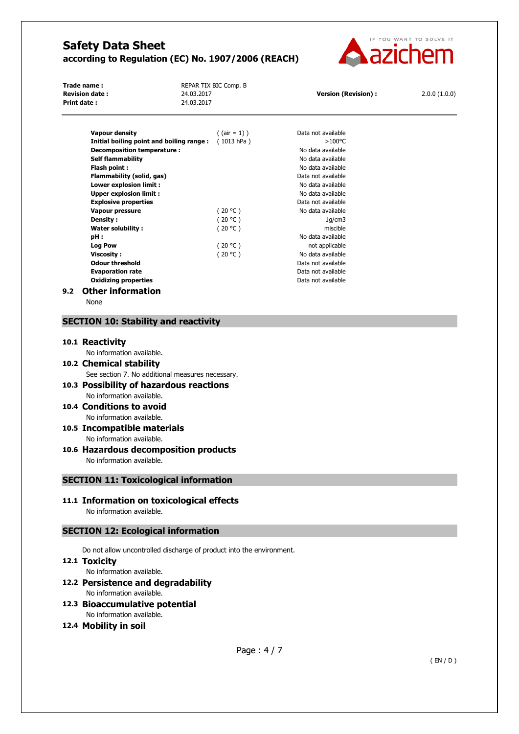| Property | Condition | Value |
|---|---|---|
| **Vapour density** | ( (air = 1) ) | Data not available |
| **Initial boiling point and boiling range :** | ( 1013 hPa ) | >100°C |
| **Decomposition temperature :** | | No data available |
| **Self flammability** | | No data available |
| **Flash point :** | | No data available |
| **Flammability (solid, gas)** | | Data not available |
| **Lower explosion limit :** | | No data available |
| **Upper explosion limit :** | | No data available |
| **Explosive properties** | | Data not available |
| **Vapour pressure** | ( 20 °C ) | No data available |
| **Density :** | ( 20 °C ) | 1g/cm3 |
| **Water solubility :** | ( 20 °C ) | miscible |
| **pH :** | | No data available |
| **Log Pow** | ( 20 °C ) | not applicable |
| **Viscosity :** | ( 20 °C ) | No data available |
| **Odour threshold** | | Data not available |
| **Evaporation rate** | | Data not available |
| **Oxidizing properties** | | Data not available |

### 9.2 Other information

None

## SECTION 10: Stability and reactivity

### 10.1 Reactivity

No information available.

### 10.2 Chemical stability

See section 7. No additional measures necessary.

### 10.3 Possibility of hazardous reactions

No information available.

### 10.4 Conditions to avoid

No information available.

### 10.5 Incompatible materials

No information available.

### 10.6 Hazardous decomposition products

No information available.

## SECTION 11: Toxicological information

### 11.1 Information on toxicological effects

No information available.

## SECTION 12: Ecological information

Do not allow uncontrolled discharge of product into the environment.

### 12.1 Toxicity

No information available.

### 12.2 Persistence and degradability

No information available.

### 12.3 Bioaccumulative potential

No information available.

### 12.4 Mobility in soil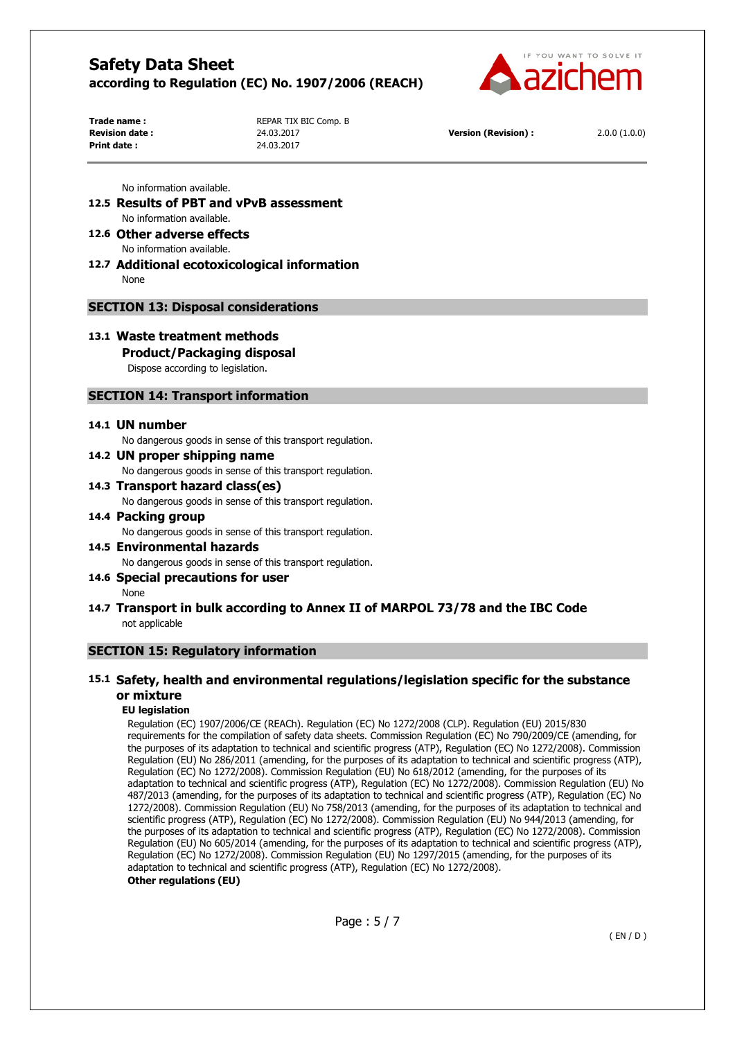No information available.

### 12.5 Results of PBT and vPvB assessment

No information available.

### 12.6 Other adverse effects

No information available.

### 12.7 Additional ecotoxicological information

None

## SECTION 13: Disposal considerations

### 13.1 Waste treatment methods

#### Product/Packaging disposal

Dispose according to legislation.

## SECTION 14: Transport information

### 14.1 UN number

No dangerous goods in sense of this transport regulation.

### 14.2 UN proper shipping name

No dangerous goods in sense of this transport regulation.

### 14.3 Transport hazard class(es)

No dangerous goods in sense of this transport regulation.

### 14.4 Packing group

No dangerous goods in sense of this transport regulation.

### 14.5 Environmental hazards

No dangerous goods in sense of this transport regulation.

### 14.6 Special precautions for user

None

### 14.7 Transport in bulk according to Annex II of MARPOL 73/78 and the IBC Code

not applicable

## SECTION 15: Regulatory information

### 15.1 Safety, health and environmental regulations/legislation specific for the substance or mixture

**EU legislation**

Regulation (EC) 1907/2006/CE (REACh). Regulation (EC) No 1272/2008 (CLP). Regulation (EU) 2015/830 requirements for the compilation of safety data sheets. Commission Regulation (EC) No 790/2009/CE (amending, for the purposes of its adaptation to technical and scientific progress (ATP), Regulation (EC) No 1272/2008). Commission Regulation (EU) No 286/2011 (amending, for the purposes of its adaptation to technical and scientific progress (ATP), Regulation (EC) No 1272/2008). Commission Regulation (EU) No 618/2012 (amending, for the purposes of its adaptation to technical and scientific progress (ATP), Regulation (EC) No 1272/2008). Commission Regulation (EU) No 487/2013 (amending, for the purposes of its adaptation to technical and scientific progress (ATP), Regulation (EC) No 1272/2008). Commission Regulation (EU) No 758/2013 (amending, for the purposes of its adaptation to technical and scientific progress (ATP), Regulation (EC) No 1272/2008). Commission Regulation (EU) No 944/2013 (amending, for the purposes of its adaptation to technical and scientific progress (ATP), Regulation (EC) No 1272/2008). Commission Regulation (EU) No 605/2014 (amending, for the purposes of its adaptation to technical and scientific progress (ATP), Regulation (EC) No 1272/2008). Commission Regulation (EU) No 1297/2015 (amending, for the purposes of its adaptation to technical and scientific progress (ATP), Regulation (EC) No 1272/2008).

**Other regulations (EU)**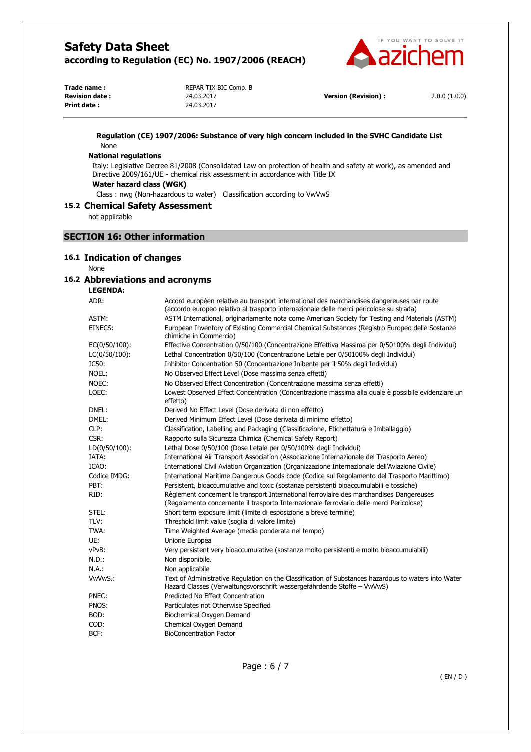**Regulation (CE) 1907/2006: Substance of very high concern included in the SVHC Candidate List**

None

**National regulations**

Italy: Legislative Decree 81/2008 (Consolidated Law on protection of health and safety at work), as amended and Directive 2009/161/UE - chemical risk assessment in accordance with Title IX

**Water hazard class (WGK)**

Class : nwg (Non-hazardous to water) Classification according to VwVwS

### 15.2 Chemical Safety Assessment

not applicable

## SECTION 16: Other information

### 16.1 Indication of changes

None

### 16.2 Abbreviations and acronyms

**LEGENDA:**

| | |
|---|---|
| ADR: | Accord européen relative au transport international des marchandises dangereuses par route (accordo europeo relativo al trasporto internazionale delle merci pericolose su strada) |
| ASTM: | ASTM International, originariamente nota come American Society for Testing and Materials (ASTM) |
| EINECS: | European Inventory of Existing Commercial Chemical Substances (Registro Europeo delle Sostanze chimiche in Commercio) |
| EC(0/50/100): | Effective Concentration 0/50/100 (Concentrazione Effettiva Massima per 0/50100% degli Individui) |
| LC(0/50/100): | Lethal Concentration 0/50/100 (Concentrazione Letale per 0/50100% degli Individui) |
| IC50: | Inhibitor Concentration 50 (Concentrazione Inibente per il 50% degli Individui) |
| NOEL: | No Observed Effect Level (Dose massima senza effetti) |
| NOEC: | No Observed Effect Concentration (Concentrazione massima senza effetti) |
| LOEC: | Lowest Observed Effect Concentration (Concentrazione massima alla quale è possibile evidenziare un effetto) |
| DNEL: | Derived No Effect Level (Dose derivata di non effetto) |
| DMEL: | Derived Minimum Effect Level (Dose derivata di minimo effetto) |
| CLP: | Classification, Labelling and Packaging (Classificazione, Etichettatura e Imballaggio) |
| CSR: | Rapporto sulla Sicurezza Chimica (Chemical Safety Report) |
| LD(0/50/100): | Lethal Dose 0/50/100 (Dose Letale per 0/50/100% degli Individui) |
| IATA: | International Air Transport Association (Associazione Internazionale del Trasporto Aereo) |
| ICAO: | International Civil Aviation Organization (Organizzazione Internazionale dell'Aviazione Civile) |
| Codice IMDG: | International Maritime Dangerous Goods code (Codice sul Regolamento del Trasporto Marittimo) |
| PBT: | Persistent, bioaccumulative and toxic (sostanze persistenti bioaccumulabili e tossiche) |
| RID: | Règlement concernent le transport International ferroviaire des marchandises Dangereuses (Regolamento concernente il trasporto Internazionale ferroviario delle merci Pericolose) |
| STEL: | Short term exposure limit (limite di esposizione a breve termine) |
| TLV: | Threshold limit value (soglia di valore limite) |
| TWA: | Time Weighted Average (media ponderata nel tempo) |
| UE: | Unione Europea |
| vPvB: | Very persistent very bioaccumulative (sostanze molto persistenti e molto bioaccumulabili) |
| N.D.: | Non disponibile. |
| N.A.: | Non applicabile |
| VwVwS.: | Text of Administrative Regulation on the Classification of Substances hazardous to waters into Water Hazard Classes (Verwaltungsvorschrift wassergefährdende Stoffe – VwVwS) |
| PNEC: | Predicted No Effect Concentration |
| PNOS: | Particulates not Otherwise Specified |
| BOD: | Biochemical Oxygen Demand |
| COD: | Chemical Oxygen Demand |
| BCF: | BioConcentration Factor |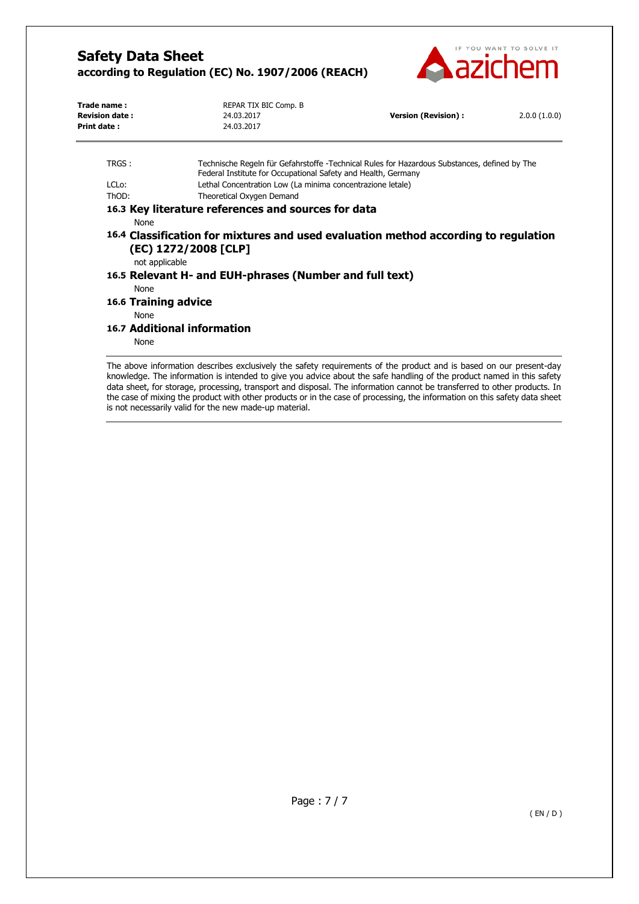| | |
|---|---|
| TRGS : | Technische Regeln für Gefahrstoffe -Technical Rules for Hazardous Substances, defined by The Federal Institute for Occupational Safety and Health, Germany |
| LCLo: | Lethal Concentration Low (La minima concentrazione letale) |
| ThOD: | Theoretical Oxygen Demand |

### 16.3 Key literature references and sources for data

None

### 16.4 Classification for mixtures and used evaluation method according to regulation (EC) 1272/2008 [CLP]

not applicable

### 16.5 Relevant H- and EUH-phrases (Number and full text)

None

### 16.6 Training advice

None

### 16.7 Additional information

None

---

The above information describes exclusively the safety requirements of the product and is based on our present-day knowledge. The information is intended to give you advice about the safe handling of the product named in this safety data sheet, for storage, processing, transport and disposal. The information cannot be transferred to other products. In the case of mixing the product with other products or in the case of processing, the information on this safety data sheet is not necessarily valid for the new made-up material.